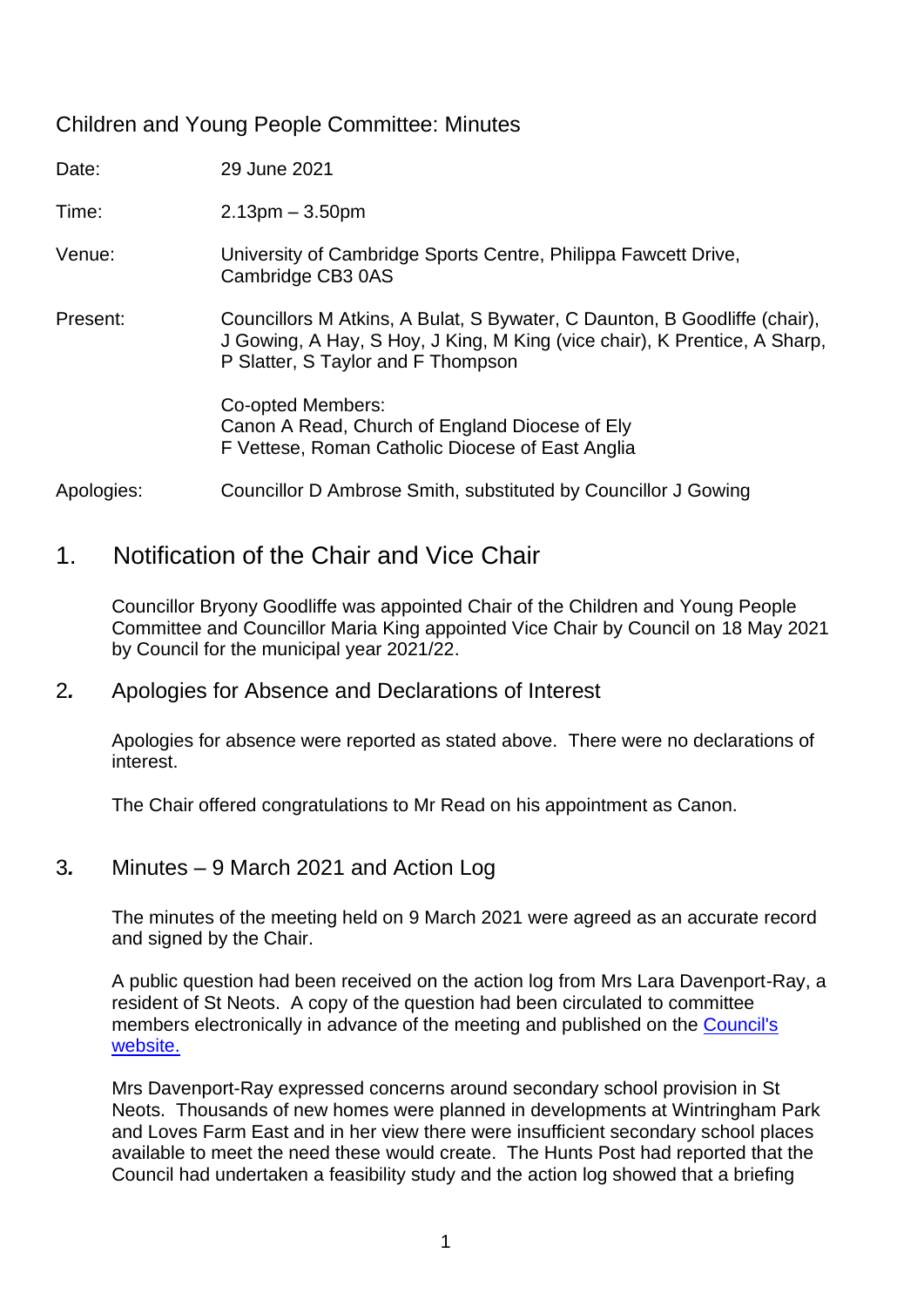# Children and Young People Committee: Minutes

| | |
|---|---|
| Date: | 29 June 2021 |
| Time: | 2.13pm – 3.50pm |
| Venue: | University of Cambridge Sports Centre, Philippa Fawcett Drive, Cambridge CB3 0AS |
| Present: | Councillors M Atkins, A Bulat, S Bywater, C Daunton, B Goodliffe (chair), J Gowing, A Hay, S Hoy, J King, M King (vice chair), K Prentice, A Sharp, P Slatter, S Taylor and F Thompson<br><br>Co-opted Members:<br>Canon A Read, Church of England Diocese of Ely<br>F Vettese, Roman Catholic Diocese of East Anglia |
| Apologies: | Councillor D Ambrose Smith, substituted by Councillor J Gowing |

## 1. Notification of the Chair and Vice Chair

Councillor Bryony Goodliffe was appointed Chair of the Children and Young People Committee and Councillor Maria King appointed Vice Chair by Council on 18 May 2021 by Council for the municipal year 2021/22.

## 2. Apologies for Absence and Declarations of Interest

Apologies for absence were reported as stated above. There were no declarations of interest.

The Chair offered congratulations to Mr Read on his appointment as Canon.

## 3. Minutes – 9 March 2021 and Action Log

The minutes of the meeting held on 9 March 2021 were agreed as an accurate record and signed by the Chair.

A public question had been received on the action log from Mrs Lara Davenport-Ray, a resident of St Neots. A copy of the question had been circulated to committee members electronically in advance of the meeting and published on the [Council's website.]()

Mrs Davenport-Ray expressed concerns around secondary school provision in St Neots. Thousands of new homes were planned in developments at Wintringham Park and Loves Farm East and in her view there were insufficient secondary school places available to meet the need these would create. The Hunts Post had reported that the Council had undertaken a feasibility study and the action log showed that a briefing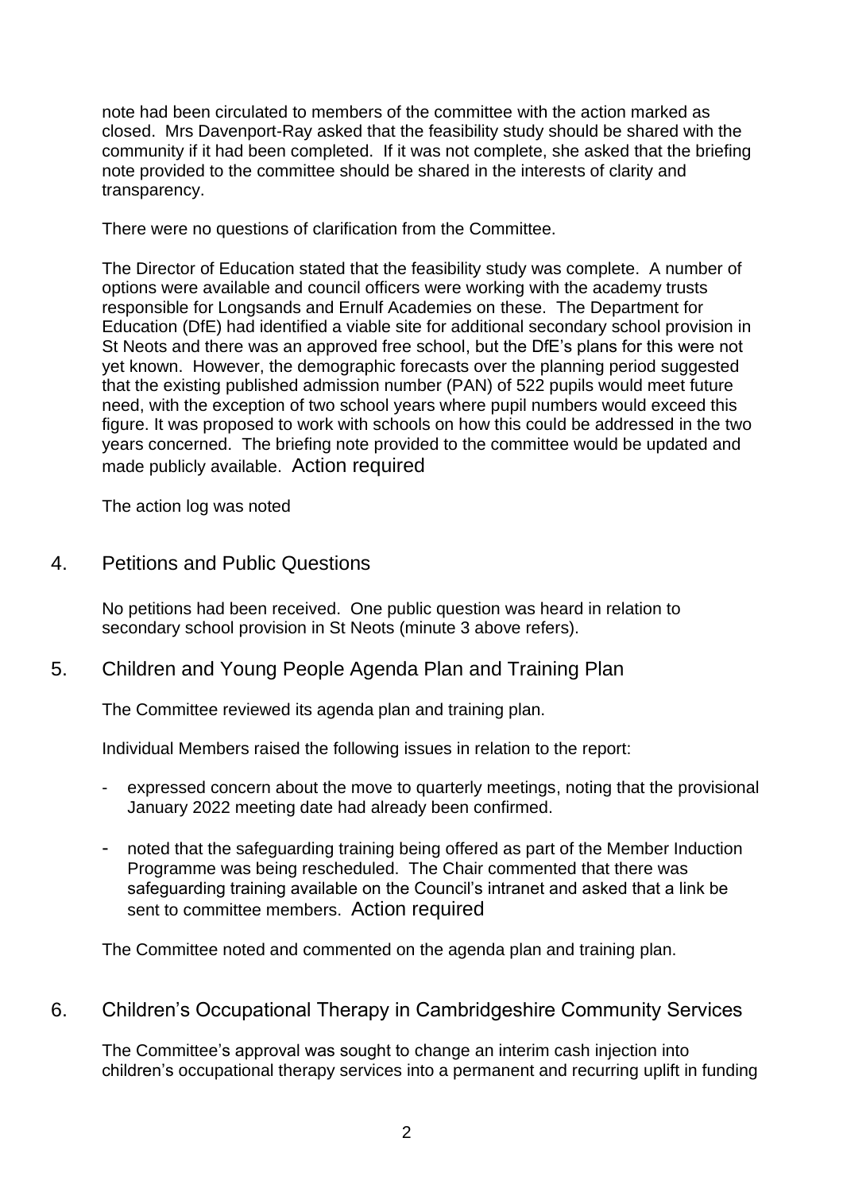note had been circulated to members of the committee with the action marked as closed. Mrs Davenport-Ray asked that the feasibility study should be shared with the community if it had been completed. If it was not complete, she asked that the briefing note provided to the committee should be shared in the interests of clarity and transparency.

There were no questions of clarification from the Committee.

The Director of Education stated that the feasibility study was complete. A number of options were available and council officers were working with the academy trusts responsible for Longsands and Ernulf Academies on these. The Department for Education (DfE) had identified a viable site for additional secondary school provision in St Neots and there was an approved free school, but the DfE's plans for this were not yet known. However, the demographic forecasts over the planning period suggested that the existing published admission number (PAN) of 522 pupils would meet future need, with the exception of two school years where pupil numbers would exceed this figure. It was proposed to work with schools on how this could be addressed in the two years concerned. The briefing note provided to the committee would be updated and made publicly available. Action required

The action log was noted

## 4. Petitions and Public Questions

No petitions had been received. One public question was heard in relation to secondary school provision in St Neots (minute 3 above refers).

## 5. Children and Young People Agenda Plan and Training Plan

The Committee reviewed its agenda plan and training plan.

Individual Members raised the following issues in relation to the report:

- expressed concern about the move to quarterly meetings, noting that the provisional January 2022 meeting date had already been confirmed.
- noted that the safeguarding training being offered as part of the Member Induction Programme was being rescheduled. The Chair commented that there was safeguarding training available on the Council's intranet and asked that a link be sent to committee members. Action required

The Committee noted and commented on the agenda plan and training plan.

## 6. Children's Occupational Therapy in Cambridgeshire Community Services

The Committee's approval was sought to change an interim cash injection into children's occupational therapy services into a permanent and recurring uplift in funding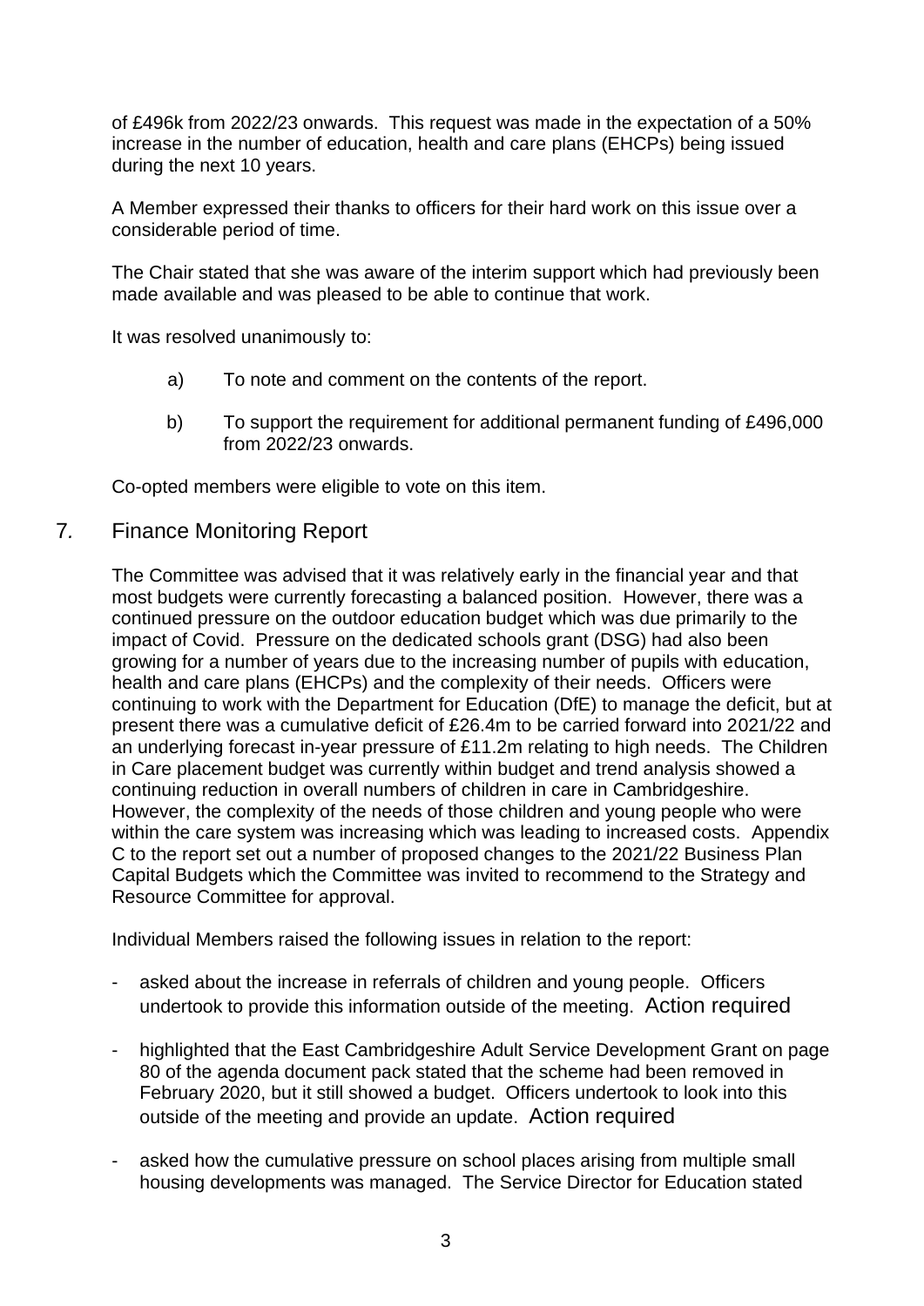of £496k from 2022/23 onwards. This request was made in the expectation of a 50% increase in the number of education, health and care plans (EHCPs) being issued during the next 10 years.

A Member expressed their thanks to officers for their hard work on this issue over a considerable period of time.

The Chair stated that she was aware of the interim support which had previously been made available and was pleased to be able to continue that work.

It was resolved unanimously to:

a) To note and comment on the contents of the report.

b) To support the requirement for additional permanent funding of £496,000 from 2022/23 onwards.

Co-opted members were eligible to vote on this item.

## 7. Finance Monitoring Report

The Committee was advised that it was relatively early in the financial year and that most budgets were currently forecasting a balanced position. However, there was a continued pressure on the outdoor education budget which was due primarily to the impact of Covid. Pressure on the dedicated schools grant (DSG) had also been growing for a number of years due to the increasing number of pupils with education, health and care plans (EHCPs) and the complexity of their needs. Officers were continuing to work with the Department for Education (DfE) to manage the deficit, but at present there was a cumulative deficit of £26.4m to be carried forward into 2021/22 and an underlying forecast in-year pressure of £11.2m relating to high needs. The Children in Care placement budget was currently within budget and trend analysis showed a continuing reduction in overall numbers of children in care in Cambridgeshire. However, the complexity of the needs of those children and young people who were within the care system was increasing which was leading to increased costs. Appendix C to the report set out a number of proposed changes to the 2021/22 Business Plan Capital Budgets which the Committee was invited to recommend to the Strategy and Resource Committee for approval.

Individual Members raised the following issues in relation to the report:

- asked about the increase in referrals of children and young people. Officers undertook to provide this information outside of the meeting. Action required

- highlighted that the East Cambridgeshire Adult Service Development Grant on page 80 of the agenda document pack stated that the scheme had been removed in February 2020, but it still showed a budget. Officers undertook to look into this outside of the meeting and provide an update. Action required

- asked how the cumulative pressure on school places arising from multiple small housing developments was managed. The Service Director for Education stated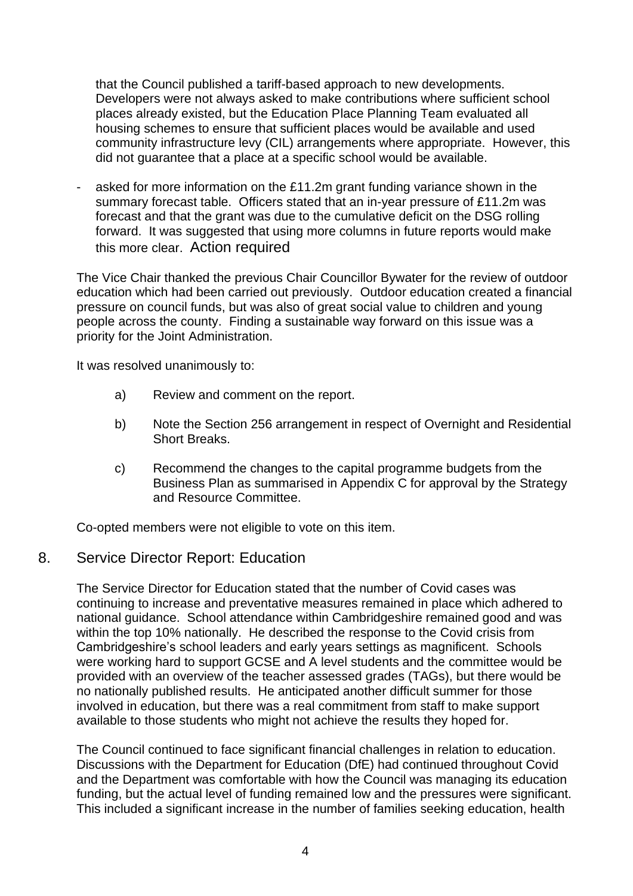that the Council published a tariff-based approach to new developments. Developers were not always asked to make contributions where sufficient school places already existed, but the Education Place Planning Team evaluated all housing schemes to ensure that sufficient places would be available and used community infrastructure levy (CIL) arrangements where appropriate. However, this did not guarantee that a place at a specific school would be available.

- asked for more information on the £11.2m grant funding variance shown in the summary forecast table. Officers stated that an in-year pressure of £11.2m was forecast and that the grant was due to the cumulative deficit on the DSG rolling forward. It was suggested that using more columns in future reports would make this more clear. Action required

The Vice Chair thanked the previous Chair Councillor Bywater for the review of outdoor education which had been carried out previously. Outdoor education created a financial pressure on council funds, but was also of great social value to children and young people across the county. Finding a sustainable way forward on this issue was a priority for the Joint Administration.

It was resolved unanimously to:

a) Review and comment on the report.

b) Note the Section 256 arrangement in respect of Overnight and Residential Short Breaks.

c) Recommend the changes to the capital programme budgets from the Business Plan as summarised in Appendix C for approval by the Strategy and Resource Committee.

Co-opted members were not eligible to vote on this item.

## 8. Service Director Report: Education

The Service Director for Education stated that the number of Covid cases was continuing to increase and preventative measures remained in place which adhered to national guidance. School attendance within Cambridgeshire remained good and was within the top 10% nationally. He described the response to the Covid crisis from Cambridgeshire's school leaders and early years settings as magnificent. Schools were working hard to support GCSE and A level students and the committee would be provided with an overview of the teacher assessed grades (TAGs), but there would be no nationally published results. He anticipated another difficult summer for those involved in education, but there was a real commitment from staff to make support available to those students who might not achieve the results they hoped for.

The Council continued to face significant financial challenges in relation to education. Discussions with the Department for Education (DfE) had continued throughout Covid and the Department was comfortable with how the Council was managing its education funding, but the actual level of funding remained low and the pressures were significant. This included a significant increase in the number of families seeking education, health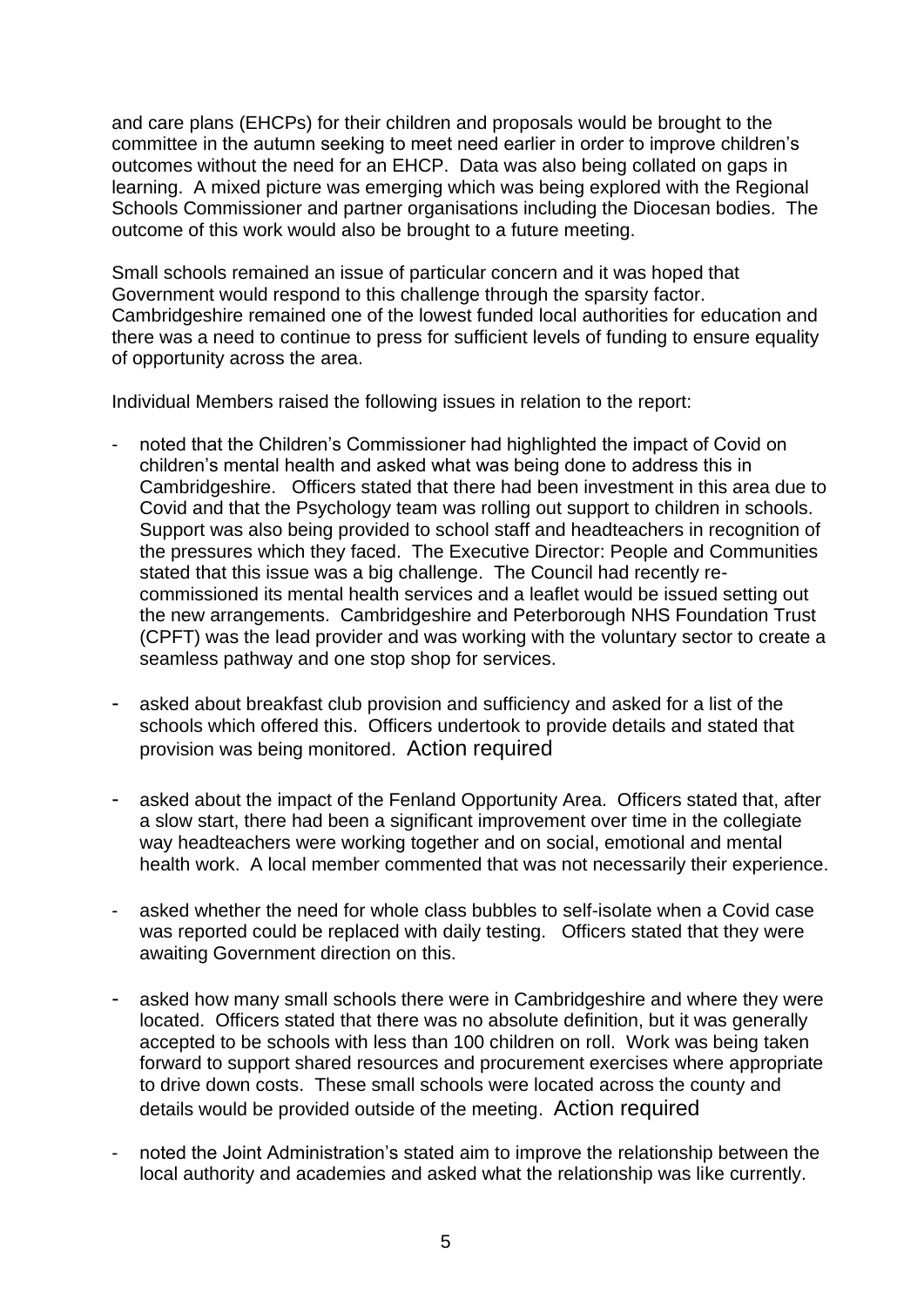and care plans (EHCPs) for their children and proposals would be brought to the committee in the autumn seeking to meet need earlier in order to improve children's outcomes without the need for an EHCP. Data was also being collated on gaps in learning. A mixed picture was emerging which was being explored with the Regional Schools Commissioner and partner organisations including the Diocesan bodies. The outcome of this work would also be brought to a future meeting.

Small schools remained an issue of particular concern and it was hoped that Government would respond to this challenge through the sparsity factor. Cambridgeshire remained one of the lowest funded local authorities for education and there was a need to continue to press for sufficient levels of funding to ensure equality of opportunity across the area.

Individual Members raised the following issues in relation to the report:

- noted that the Children's Commissioner had highlighted the impact of Covid on children's mental health and asked what was being done to address this in Cambridgeshire. Officers stated that there had been investment in this area due to Covid and that the Psychology team was rolling out support to children in schools. Support was also being provided to school staff and headteachers in recognition of the pressures which they faced. The Executive Director: People and Communities stated that this issue was a big challenge. The Council had recently re-commissioned its mental health services and a leaflet would be issued setting out the new arrangements. Cambridgeshire and Peterborough NHS Foundation Trust (CPFT) was the lead provider and was working with the voluntary sector to create a seamless pathway and one stop shop for services.

- asked about breakfast club provision and sufficiency and asked for a list of the schools which offered this. Officers undertook to provide details and stated that provision was being monitored. Action required

- asked about the impact of the Fenland Opportunity Area. Officers stated that, after a slow start, there had been a significant improvement over time in the collegiate way headteachers were working together and on social, emotional and mental health work. A local member commented that was not necessarily their experience.

- asked whether the need for whole class bubbles to self-isolate when a Covid case was reported could be replaced with daily testing. Officers stated that they were awaiting Government direction on this.

- asked how many small schools there were in Cambridgeshire and where they were located. Officers stated that there was no absolute definition, but it was generally accepted to be schools with less than 100 children on roll. Work was being taken forward to support shared resources and procurement exercises where appropriate to drive down costs. These small schools were located across the county and details would be provided outside of the meeting. Action required

- noted the Joint Administration's stated aim to improve the relationship between the local authority and academies and asked what the relationship was like currently.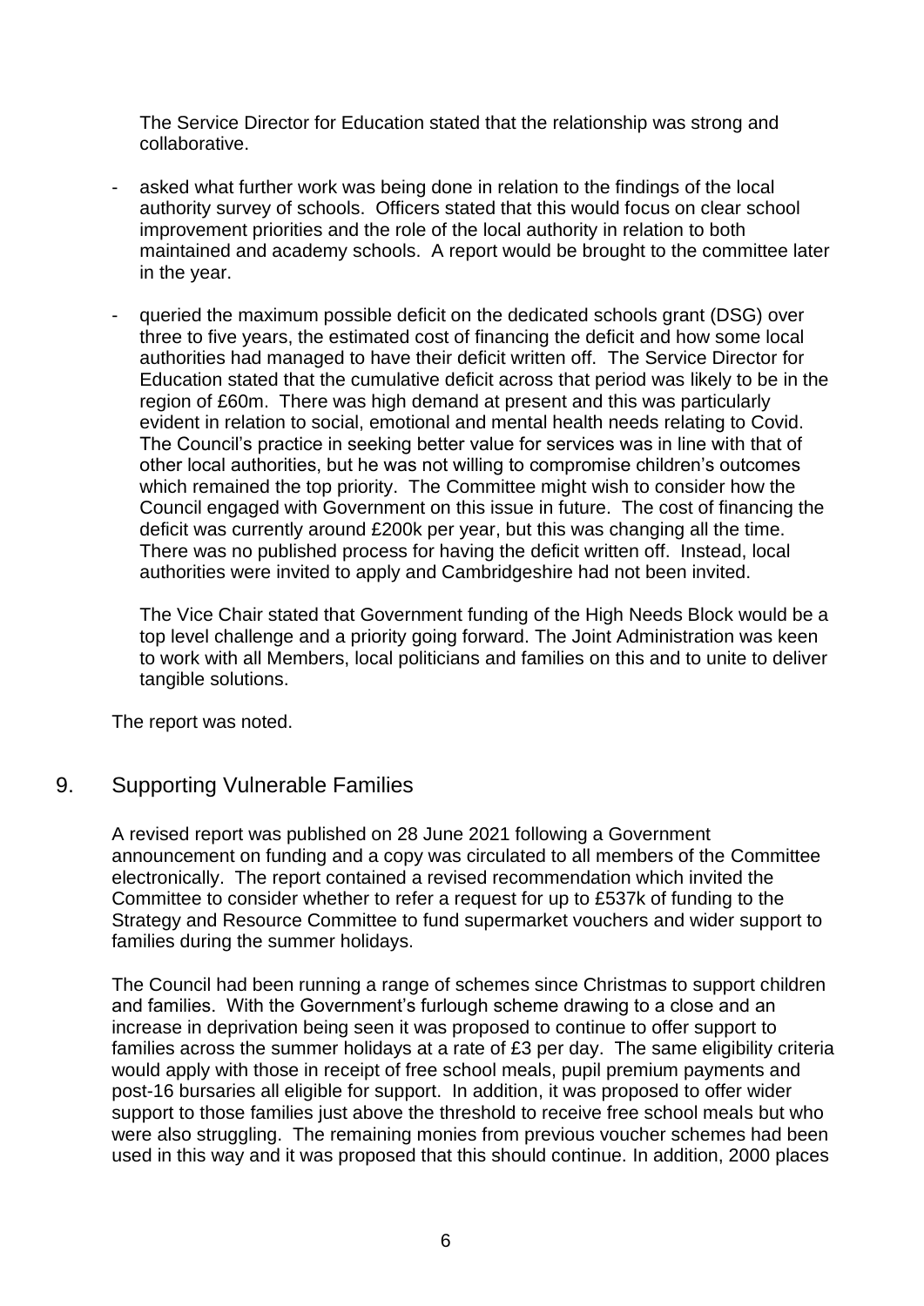The Service Director for Education stated that the relationship was strong and collaborative.

- asked what further work was being done in relation to the findings of the local authority survey of schools. Officers stated that this would focus on clear school improvement priorities and the role of the local authority in relation to both maintained and academy schools. A report would be brought to the committee later in the year.

- queried the maximum possible deficit on the dedicated schools grant (DSG) over three to five years, the estimated cost of financing the deficit and how some local authorities had managed to have their deficit written off. The Service Director for Education stated that the cumulative deficit across that period was likely to be in the region of £60m. There was high demand at present and this was particularly evident in relation to social, emotional and mental health needs relating to Covid. The Council's practice in seeking better value for services was in line with that of other local authorities, but he was not willing to compromise children's outcomes which remained the top priority. The Committee might wish to consider how the Council engaged with Government on this issue in future. The cost of financing the deficit was currently around £200k per year, but this was changing all the time. There was no published process for having the deficit written off. Instead, local authorities were invited to apply and Cambridgeshire had not been invited.

  The Vice Chair stated that Government funding of the High Needs Block would be a top level challenge and a priority going forward. The Joint Administration was keen to work with all Members, local politicians and families on this and to unite to deliver tangible solutions.

The report was noted.

## 9. Supporting Vulnerable Families

A revised report was published on 28 June 2021 following a Government announcement on funding and a copy was circulated to all members of the Committee electronically. The report contained a revised recommendation which invited the Committee to consider whether to refer a request for up to £537k of funding to the Strategy and Resource Committee to fund supermarket vouchers and wider support to families during the summer holidays.

The Council had been running a range of schemes since Christmas to support children and families. With the Government's furlough scheme drawing to a close and an increase in deprivation being seen it was proposed to continue to offer support to families across the summer holidays at a rate of £3 per day. The same eligibility criteria would apply with those in receipt of free school meals, pupil premium payments and post-16 bursaries all eligible for support. In addition, it was proposed to offer wider support to those families just above the threshold to receive free school meals but who were also struggling. The remaining monies from previous voucher schemes had been used in this way and it was proposed that this should continue. In addition, 2000 places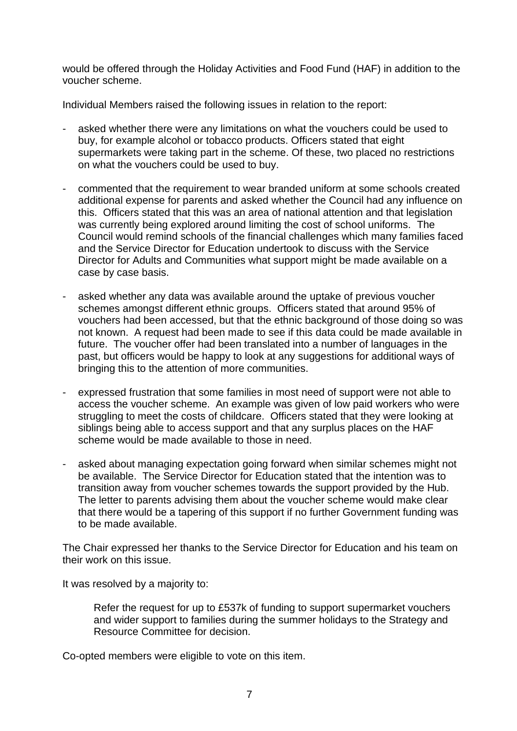would be offered through the Holiday Activities and Food Fund (HAF) in addition to the voucher scheme.

Individual Members raised the following issues in relation to the report:

- asked whether there were any limitations on what the vouchers could be used to buy, for example alcohol or tobacco products. Officers stated that eight supermarkets were taking part in the scheme. Of these, two placed no restrictions on what the vouchers could be used to buy.

- commented that the requirement to wear branded uniform at some schools created additional expense for parents and asked whether the Council had any influence on this. Officers stated that this was an area of national attention and that legislation was currently being explored around limiting the cost of school uniforms. The Council would remind schools of the financial challenges which many families faced and the Service Director for Education undertook to discuss with the Service Director for Adults and Communities what support might be made available on a case by case basis.

- asked whether any data was available around the uptake of previous voucher schemes amongst different ethnic groups. Officers stated that around 95% of vouchers had been accessed, but that the ethnic background of those doing so was not known. A request had been made to see if this data could be made available in future. The voucher offer had been translated into a number of languages in the past, but officers would be happy to look at any suggestions for additional ways of bringing this to the attention of more communities.

- expressed frustration that some families in most need of support were not able to access the voucher scheme. An example was given of low paid workers who were struggling to meet the costs of childcare. Officers stated that they were looking at siblings being able to access support and that any surplus places on the HAF scheme would be made available to those in need.

- asked about managing expectation going forward when similar schemes might not be available. The Service Director for Education stated that the intention was to transition away from voucher schemes towards the support provided by the Hub. The letter to parents advising them about the voucher scheme would make clear that there would be a tapering of this support if no further Government funding was to be made available.

The Chair expressed her thanks to the Service Director for Education and his team on their work on this issue.

It was resolved by a majority to:

> Refer the request for up to £537k of funding to support supermarket vouchers and wider support to families during the summer holidays to the Strategy and Resource Committee for decision.

Co-opted members were eligible to vote on this item.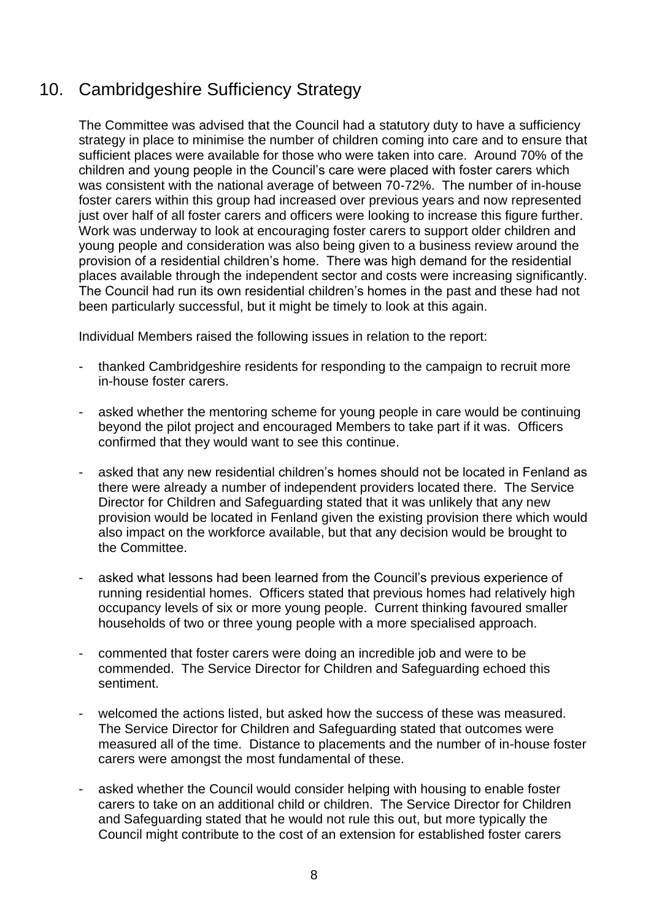## 10. Cambridgeshire Sufficiency Strategy

The Committee was advised that the Council had a statutory duty to have a sufficiency strategy in place to minimise the number of children coming into care and to ensure that sufficient places were available for those who were taken into care. Around 70% of the children and young people in the Council's care were placed with foster carers which was consistent with the national average of between 70-72%. The number of in-house foster carers within this group had increased over previous years and now represented just over half of all foster carers and officers were looking to increase this figure further. Work was underway to look at encouraging foster carers to support older children and young people and consideration was also being given to a business review around the provision of a residential children's home. There was high demand for the residential places available through the independent sector and costs were increasing significantly. The Council had run its own residential children's homes in the past and these had not been particularly successful, but it might be timely to look at this again.

Individual Members raised the following issues in relation to the report:

- thanked Cambridgeshire residents for responding to the campaign to recruit more in-house foster carers.

- asked whether the mentoring scheme for young people in care would be continuing beyond the pilot project and encouraged Members to take part if it was. Officers confirmed that they would want to see this continue.

- asked that any new residential children's homes should not be located in Fenland as there were already a number of independent providers located there. The Service Director for Children and Safeguarding stated that it was unlikely that any new provision would be located in Fenland given the existing provision there which would also impact on the workforce available, but that any decision would be brought to the Committee.

- asked what lessons had been learned from the Council's previous experience of running residential homes. Officers stated that previous homes had relatively high occupancy levels of six or more young people. Current thinking favoured smaller households of two or three young people with a more specialised approach.

- commented that foster carers were doing an incredible job and were to be commended. The Service Director for Children and Safeguarding echoed this sentiment.

- welcomed the actions listed, but asked how the success of these was measured. The Service Director for Children and Safeguarding stated that outcomes were measured all of the time. Distance to placements and the number of in-house foster carers were amongst the most fundamental of these.

- asked whether the Council would consider helping with housing to enable foster carers to take on an additional child or children. The Service Director for Children and Safeguarding stated that he would not rule this out, but more typically the Council might contribute to the cost of an extension for established foster carers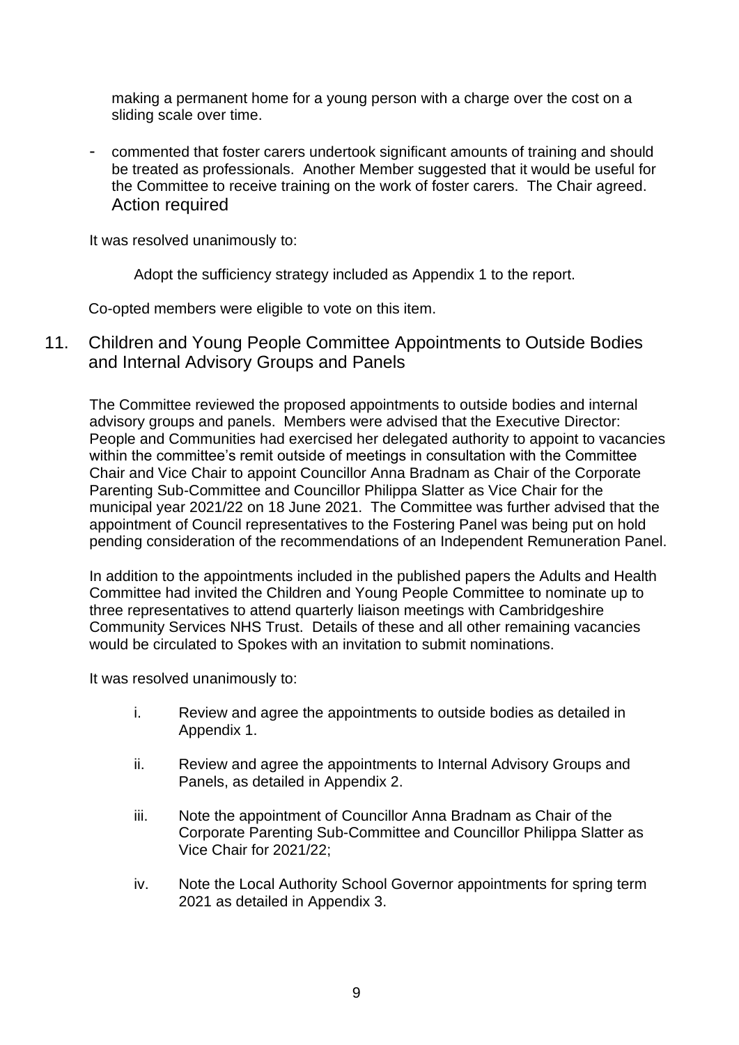making a permanent home for a young person with a charge over the cost on a sliding scale over time.

- commented that foster carers undertook significant amounts of training and should be treated as professionals. Another Member suggested that it would be useful for the Committee to receive training on the work of foster carers. The Chair agreed. Action required

It was resolved unanimously to:

Adopt the sufficiency strategy included as Appendix 1 to the report.

Co-opted members were eligible to vote on this item.

## 11. Children and Young People Committee Appointments to Outside Bodies and Internal Advisory Groups and Panels

The Committee reviewed the proposed appointments to outside bodies and internal advisory groups and panels. Members were advised that the Executive Director: People and Communities had exercised her delegated authority to appoint to vacancies within the committee's remit outside of meetings in consultation with the Committee Chair and Vice Chair to appoint Councillor Anna Bradnam as Chair of the Corporate Parenting Sub-Committee and Councillor Philippa Slatter as Vice Chair for the municipal year 2021/22 on 18 June 2021. The Committee was further advised that the appointment of Council representatives to the Fostering Panel was being put on hold pending consideration of the recommendations of an Independent Remuneration Panel.

In addition to the appointments included in the published papers the Adults and Health Committee had invited the Children and Young People Committee to nominate up to three representatives to attend quarterly liaison meetings with Cambridgeshire Community Services NHS Trust. Details of these and all other remaining vacancies would be circulated to Spokes with an invitation to submit nominations.

It was resolved unanimously to:

i. Review and agree the appointments to outside bodies as detailed in Appendix 1.

ii. Review and agree the appointments to Internal Advisory Groups and Panels, as detailed in Appendix 2.

iii. Note the appointment of Councillor Anna Bradnam as Chair of the Corporate Parenting Sub-Committee and Councillor Philippa Slatter as Vice Chair for 2021/22;

iv. Note the Local Authority School Governor appointments for spring term 2021 as detailed in Appendix 3.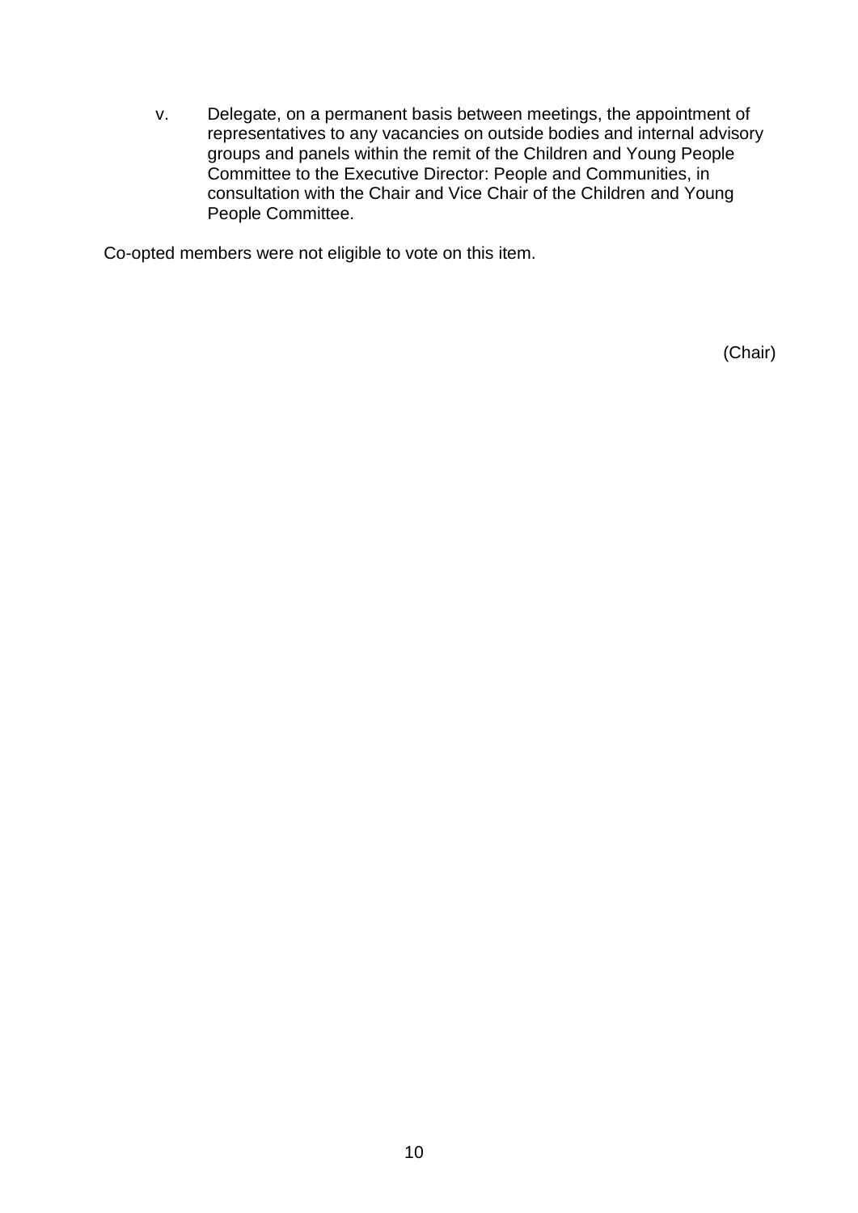v. Delegate, on a permanent basis between meetings, the appointment of representatives to any vacancies on outside bodies and internal advisory groups and panels within the remit of the Children and Young People Committee to the Executive Director: People and Communities, in consultation with the Chair and Vice Chair of the Children and Young People Committee.

Co-opted members were not eligible to vote on this item.

(Chair)